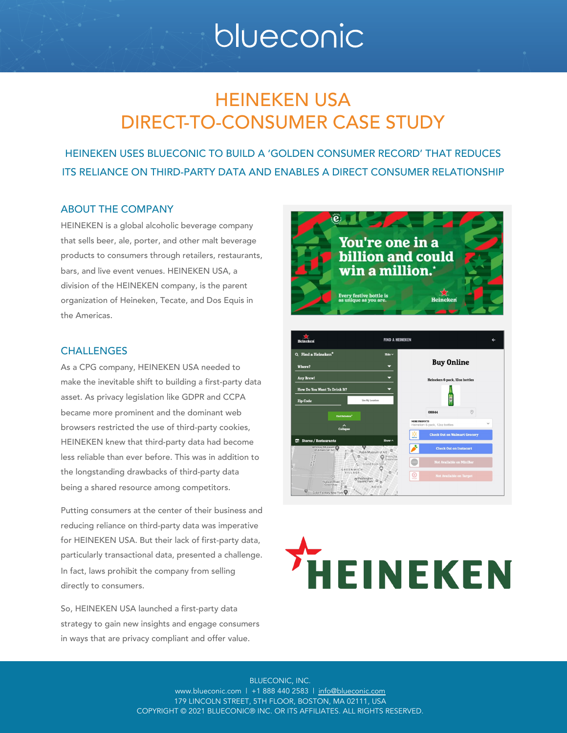# HEINEKEN USA DIRECT-TO-CONSUMER CASE STUDY

## HEINEKEN USES BLUECONIC TO BUILD A 'GOLDEN CONSUMER RECORD' THAT REDUCES ITS RELIANCE ON THIRD-PARTY DATA AND ENABLES A DIRECT CONSUMER RELATIONSHIP

### ABOUT THE COMPANY

HEINEKEN is a global alcoholic beverage company that sells beer, ale, porter, and other malt beverage products to consumers through retailers, restaurants, bars, and live event venues. HEINEKEN USA, a division of the HEINEKEN company, is the parent organization of Heineken, Tecate, and Dos Equis in the Americas.

### CHALLENGES

As a CPG company, HEINEKEN USA needed to make the inevitable shift to building a first-party data asset. As privacy legislation like GDPR and CCPA became more prominent and the dominant web browsers restricted the use of third-party cookies, HEINEKEN knew that third-party data had become less reliable than ever before. This was in addition to the longstanding drawbacks of third-party data being a shared resource among competitors.

Putting consumers at the center of their business and reducing reliance on third-party data was imperative for HEINEKEN USA. But their lack of first-party data, particularly transactional data, presented a challenge. In fact, laws prohibit the company from selling directly to consumers.

So, HEINEKEN USA launched a first-party data strategy to gain new insights and engage consumers in ways that are privacy compliant and offer value.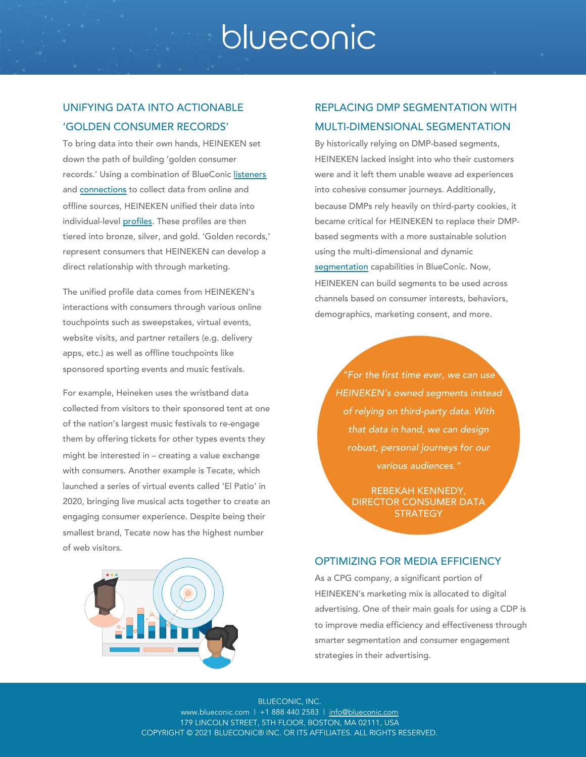## UNIFYING DATA INTO ACTIONABLE 'GOLDEN CONSUMER RECORDS'

To bring data into their own hands, HEINEKEN set down the path of building 'golden consumer records.' Using a combination of BlueConic listeners and connections to collect data from online and offline sources, HEINEKEN unified their data into individual-level profiles. These profiles are then tiered into bronze, silver, and gold. 'Golden records,' represent consumers that HEINEKEN can develop a direct relationship with through marketing.

The unified profile data comes from HEINEKEN's interactions with consumers through various online touchpoints such as sweepstakes, virtual events, website visits, and partner retailers (e.g. delivery apps, etc.) as well as offline touchpoints like sponsored sporting events and music festivals.

For example, Heineken uses the wristband data collected from visitors to their sponsored tent at one of the nation's largest music festivals to re-engage them by offering tickets for other types events they might be interested in – creating a value exchange with consumers. Another example is Tecate, which launched a series of virtual events called 'El Patio' in 2020, bringing live musical acts together to create an engaging consumer experience. Despite being their smallest brand, Tecate now has the highest number of web visitors.

## REPLACING DMP SEGMENTATION WITH MULTI-DIMENSIONAL SEGMENTATION

By historically relying on DMP-based segments, HEINEKEN lacked insight into who their customers were and it left them unable weave ad experiences into cohesive consumer journeys. Additionally, because DMPs rely heavily on third-party cookies, it became critical for HEINEKEN to replace their DMP-based segments with a more sustainable solution using the multi-dimensional and dynamic segmentation capabilities in BlueConic. Now, HEINEKEN can build segments to be used across channels based on consumer interests, behaviors, demographics, marketing consent, and more.

> *"For the first time ever, we can use HEINEKEN's owned segments instead of relying on third-party data. With that data in hand, we can design robust, personal journeys for our various audiences."*
>
> REBEKAH KENNEDY, DIRECTOR CONSUMER DATA STRATEGY

## OPTIMIZING FOR MEDIA EFFICIENCY

As a CPG company, a significant portion of HEINEKEN's marketing mix is allocated to digital advertising. One of their main goals for using a CDP is to improve media efficiency and effectiveness through smarter segmentation and consumer engagement strategies in their advertising.

BLUECONIC, INC.
www.blueconic.com | +1 888 440 2583 | info@blueconic.com
179 LINCOLN STREET, 5TH FLOOR, BOSTON, MA 02111, USA
COPYRIGHT © 2021 BLUECONIC® INC. OR ITS AFFILIATES. ALL RIGHTS RESERVED.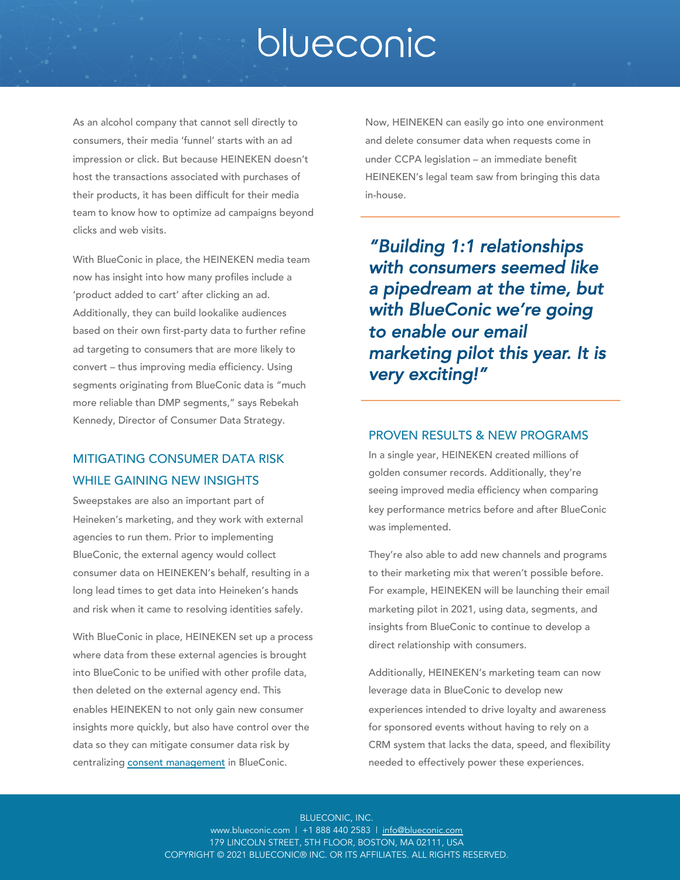As an alcohol company that cannot sell directly to consumers, their media 'funnel' starts with an ad impression or click. But because HEINEKEN doesn't host the transactions associated with purchases of their products, it has been difficult for their media team to know how to optimize ad campaigns beyond clicks and web visits.

With BlueConic in place, the HEINEKEN media team now has insight into how many profiles include a 'product added to cart' after clicking an ad. Additionally, they can build lookalike audiences based on their own first-party data to further refine ad targeting to consumers that are more likely to convert – thus improving media efficiency. Using segments originating from BlueConic data is "much more reliable than DMP segments," says Rebekah Kennedy, Director of Consumer Data Strategy.

## MITIGATING CONSUMER DATA RISK WHILE GAINING NEW INSIGHTS

Sweepstakes are also an important part of Heineken's marketing, and they work with external agencies to run them. Prior to implementing BlueConic, the external agency would collect consumer data on HEINEKEN's behalf, resulting in a long lead times to get data into Heineken's hands and risk when it came to resolving identities safely.

With BlueConic in place, HEINEKEN set up a process where data from these external agencies is brought into BlueConic to be unified with other profile data, then deleted on the external agency end. This enables HEINEKEN to not only gain new consumer insights more quickly, but also have control over the data so they can mitigate consumer data risk by centralizing consent management in BlueConic.

Now, HEINEKEN can easily go into one environment and delete consumer data when requests come in under CCPA legislation – an immediate benefit HEINEKEN's legal team saw from bringing this data in-house.

> ***"Building 1:1 relationships with consumers seemed like a pipedream at the time, but with BlueConic we're going to enable our email marketing pilot this year. It is very exciting!"***

## PROVEN RESULTS & NEW PROGRAMS

In a single year, HEINEKEN created millions of golden consumer records. Additionally, they're seeing improved media efficiency when comparing key performance metrics before and after BlueConic was implemented.

They're also able to add new channels and programs to their marketing mix that weren't possible before. For example, HEINEKEN will be launching their email marketing pilot in 2021, using data, segments, and insights from BlueConic to continue to develop a direct relationship with consumers.

Additionally, HEINEKEN's marketing team can now leverage data in BlueConic to develop new experiences intended to drive loyalty and awareness for sponsored events without having to rely on a CRM system that lacks the data, speed, and flexibility needed to effectively power these experiences.

BLUECONIC, INC.
www.blueconic.com | +1 888 440 2583 | info@blueconic.com
179 LINCOLN STREET, 5TH FLOOR, BOSTON, MA 02111, USA
COPYRIGHT © 2021 BLUECONIC® INC. OR ITS AFFILIATES. ALL RIGHTS RESERVED.